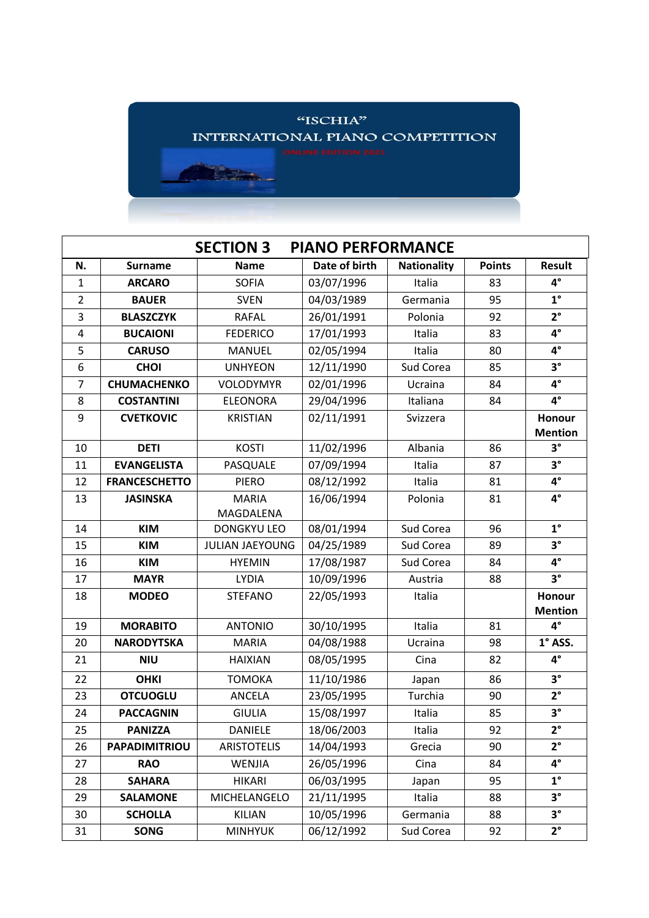# "ISCHIA"

## INTERNATIONAL PIANO COMPETITION

ONLINE EDITION 2021

| SECTION 3 PIANO PERFORMANCE | | | | | | |
|---|---|---|---|---|---|---|
| **N.** | **Surname** | **Name** | **Date of birth** | **Nationality** | **Points** | **Result** |
| 1 | **ARCARO** | SOFIA | 03/07/1996 | Italia | 83 | **4°** |
| 2 | **BAUER** | SVEN | 04/03/1989 | Germania | 95 | **1°** |
| 3 | **BLASZCZYK** | RAFAL | 26/01/1991 | Polonia | 92 | **2°** |
| 4 | **BUCAIONI** | FEDERICO | 17/01/1993 | Italia | 83 | **4°** |
| 5 | **CARUSO** | MANUEL | 02/05/1994 | Italia | 80 | **4°** |
| 6 | **CHOI** | UNHYEON | 12/11/1990 | Sud Corea | 85 | **3°** |
| 7 | **CHUMACHENKO** | VOLODYMYR | 02/01/1996 | Ucraina | 84 | **4°** |
| 8 | **COSTANTINI** | ELEONORA | 29/04/1996 | Italiana | 84 | **4°** |
| 9 | **CVETKOVIC** | KRISTIAN | 02/11/1991 | Svizzera | | **Honour Mention** |
| 10 | **DETI** | KOSTI | 11/02/1996 | Albania | 86 | **3°** |
| 11 | **EVANGELISTA** | PASQUALE | 07/09/1994 | Italia | 87 | **3°** |
| 12 | **FRANCESCHETTO** | PIERO | 08/12/1992 | Italia | 81 | **4°** |
| 13 | **JASINSKA** | MARIA MAGDALENA | 16/06/1994 | Polonia | 81 | **4°** |
| 14 | **KIM** | DONGKYU LEO | 08/01/1994 | Sud Corea | 96 | **1°** |
| 15 | **KIM** | JULIAN JAEYOUNG | 04/25/1989 | Sud Corea | 89 | **3°** |
| 16 | **KIM** | HYEMIN | 17/08/1987 | Sud Corea | 84 | **4°** |
| 17 | **MAYR** | LYDIA | 10/09/1996 | Austria | 88 | **3°** |
| 18 | **MODEO** | STEFANO | 22/05/1993 | Italia | | **Honour Mention** |
| 19 | **MORABITO** | ANTONIO | 30/10/1995 | Italia | 81 | **4°** |
| 20 | **NARODYTSKA** | MARIA | 04/08/1988 | Ucraina | 98 | **1° ASS.** |
| 21 | **NIU** | HAIXIAN | 08/05/1995 | Cina | 82 | **4°** |
| 22 | **OHKI** | TOMOKA | 11/10/1986 | Japan | 86 | **3°** |
| 23 | **OTCUOGLU** | ANCELA | 23/05/1995 | Turchia | 90 | **2°** |
| 24 | **PACCAGNIN** | GIULIA | 15/08/1997 | Italia | 85 | **3°** |
| 25 | **PANIZZA** | DANIELE | 18/06/2003 | Italia | 92 | **2°** |
| 26 | **PAPADIMITRIOU** | ARISTOTELIS | 14/04/1993 | Grecia | 90 | **2°** |
| 27 | **RAO** | WENJIA | 26/05/1996 | Cina | 84 | **4°** |
| 28 | **SAHARA** | HIKARI | 06/03/1995 | Japan | 95 | **1°** |
| 29 | **SALAMONE** | MICHELANGELO | 21/11/1995 | Italia | 88 | **3°** |
| 30 | **SCHOLLA** | KILIAN | 10/05/1996 | Germania | 88 | **3°** |
| 31 | **SONG** | MINHYUK | 06/12/1992 | Sud Corea | 92 | **2°** |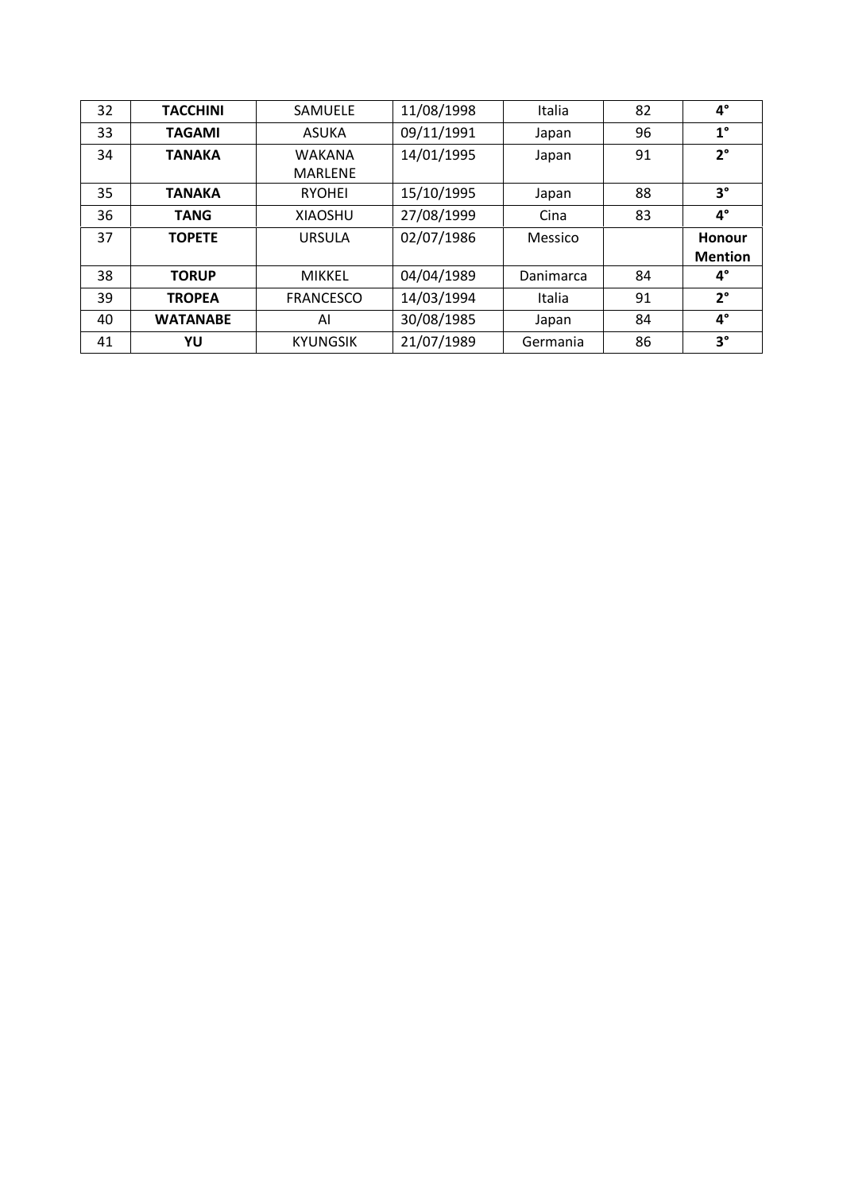| | | | | | | |
|---|---|---|---|---|---|---|
| 32 | **TACCHINI** | SAMUELE | 11/08/1998 | Italia | 82 | **4°** |
| 33 | **TAGAMI** | ASUKA | 09/11/1991 | Japan | 96 | **1°** |
| 34 | **TANAKA** | WAKANA MARLENE | 14/01/1995 | Japan | 91 | **2°** |
| 35 | **TANAKA** | RYOHEI | 15/10/1995 | Japan | 88 | **3°** |
| 36 | **TANG** | XIAOSHU | 27/08/1999 | Cina | 83 | **4°** |
| 37 | **TOPETE** | URSULA | 02/07/1986 | Messico | | **Honour Mention** |
| 38 | **TORUP** | MIKKEL | 04/04/1989 | Danimarca | 84 | **4°** |
| 39 | **TROPEA** | FRANCESCO | 14/03/1994 | Italia | 91 | **2°** |
| 40 | **WATANABE** | AI | 30/08/1985 | Japan | 84 | **4°** |
| 41 | **YU** | KYUNGSIK | 21/07/1989 | Germania | 86 | **3°** |